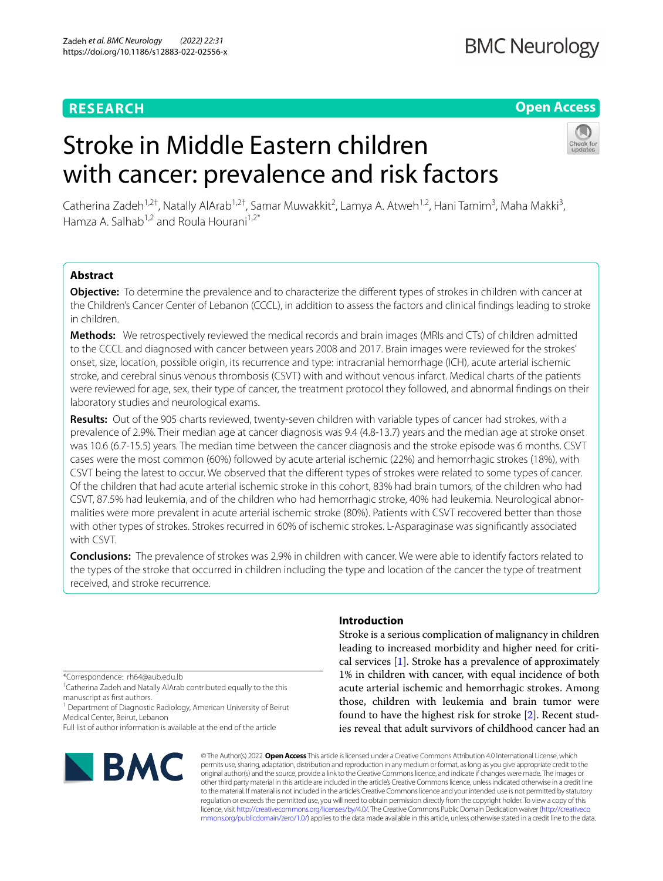RESEARCH

Open Access

# Stroke in Middle Eastern children with cancer: prevalence and risk factors

Catherina Zadeh[1,2†], Natally AlArab[1,2†], Samar Muwakkit[2], Lamya A. Atweh[1,2], Hani Tamim[3], Maha Makki[3], Hamza A. Salhab[1,2] and Roula Hourani[1,2*]

## Abstract

**Objective:** To determine the prevalence and to characterize the different types of strokes in children with cancer at the Children's Cancer Center of Lebanon (CCCL), in addition to assess the factors and clinical findings leading to stroke in children.

**Methods:** We retrospectively reviewed the medical records and brain images (MRIs and CTs) of children admitted to the CCCL and diagnosed with cancer between years 2008 and 2017. Brain images were reviewed for the strokes' onset, size, location, possible origin, its recurrence and type: intracranial hemorrhage (ICH), acute arterial ischemic stroke, and cerebral sinus venous thrombosis (CSVT) with and without venous infarct. Medical charts of the patients were reviewed for age, sex, their type of cancer, the treatment protocol they followed, and abnormal findings on their laboratory studies and neurological exams.

**Results:** Out of the 905 charts reviewed, twenty-seven children with variable types of cancer had strokes, with a prevalence of 2.9%. Their median age at cancer diagnosis was 9.4 (4.8-13.7) years and the median age at stroke onset was 10.6 (6.7-15.5) years. The median time between the cancer diagnosis and the stroke episode was 6 months. CSVT cases were the most common (60%) followed by acute arterial ischemic (22%) and hemorrhagic strokes (18%), with CSVT being the latest to occur. We observed that the different types of strokes were related to some types of cancer. Of the children that had acute arterial ischemic stroke in this cohort, 83% had brain tumors, of the children who had CSVT, 87.5% had leukemia, and of the children who had hemorrhagic stroke, 40% had leukemia. Neurological abnormalities were more prevalent in acute arterial ischemic stroke (80%). Patients with CSVT recovered better than those with other types of strokes. Strokes recurred in 60% of ischemic strokes. L-Asparaginase was significantly associated with CSVT.

**Conclusions:** The prevalence of strokes was 2.9% in children with cancer. We were able to identify factors related to the types of the stroke that occurred in children including the type and location of the cancer the type of treatment received, and stroke recurrence.

*Correspondence: rh64@aub.edu.lb

†Catherina Zadeh and Natally AlArab contributed equally to the this manuscript as first authors.

[1] Department of Diagnostic Radiology, American University of Beirut Medical Center, Beirut, Lebanon

Full list of author information is available at the end of the article

## Introduction

Stroke is a serious complication of malignancy in children leading to increased morbidity and higher need for critical services [1]. Stroke has a prevalence of approximately 1% in children with cancer, with equal incidence of both acute arterial ischemic and hemorrhagic strokes. Among those, children with leukemia and brain tumor were found to have the highest risk for stroke [2]. Recent studies reveal that adult survivors of childhood cancer had an

© The Author(s) 2022. **Open Access** This article is licensed under a Creative Commons Attribution 4.0 International License, which permits use, sharing, adaptation, distribution and reproduction in any medium or format, as long as you give appropriate credit to the original author(s) and the source, provide a link to the Creative Commons licence, and indicate if changes were made. The images or other third party material in this article are included in the article's Creative Commons licence, unless indicated otherwise in a credit line to the material. If material is not included in the article's Creative Commons licence and your intended use is not permitted by statutory regulation or exceeds the permitted use, you will need to obtain permission directly from the copyright holder. To view a copy of this licence, visit http://creativecommons.org/licenses/by/4.0/. The Creative Commons Public Domain Dedication waiver (http://creativecommons.org/publicdomain/zero/1.0/) applies to the data made available in this article, unless otherwise stated in a credit line to the data.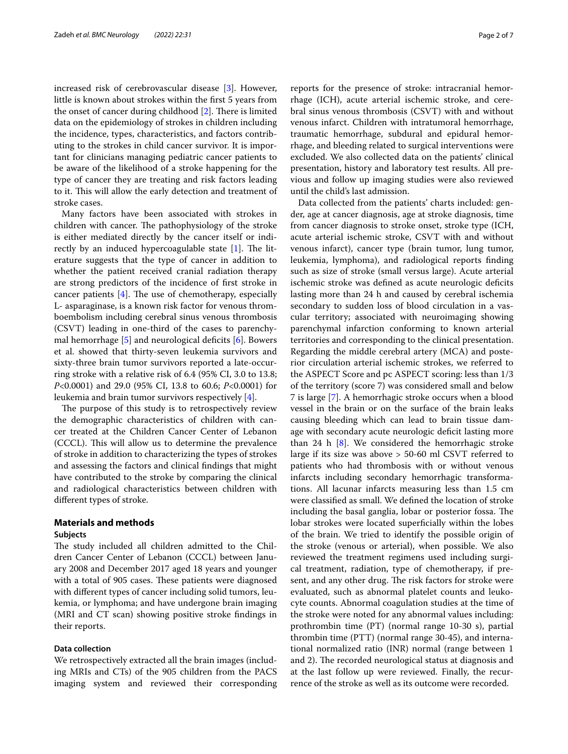increased risk of cerebrovascular disease [3]. However, little is known about strokes within the first 5 years from the onset of cancer during childhood [2]. There is limited data on the epidemiology of strokes in children including the incidence, types, characteristics, and factors contributing to the strokes in child cancer survivor. It is important for clinicians managing pediatric cancer patients to be aware of the likelihood of a stroke happening for the type of cancer they are treating and risk factors leading to it. This will allow the early detection and treatment of stroke cases.

Many factors have been associated with strokes in children with cancer. The pathophysiology of the stroke is either mediated directly by the cancer itself or indirectly by an induced hypercoagulable state [1]. The literature suggests that the type of cancer in addition to whether the patient received cranial radiation therapy are strong predictors of the incidence of first stroke in cancer patients [4]. The use of chemotherapy, especially L- asparaginase, is a known risk factor for venous thromboembolism including cerebral sinus venous thrombosis (CSVT) leading in one-third of the cases to parenchymal hemorrhage [5] and neurological deficits [6]. Bowers et al. showed that thirty-seven leukemia survivors and sixty-three brain tumor survivors reported a late-occurring stroke with a relative risk of 6.4 (95% CI, 3.0 to 13.8; *P*<0.0001) and 29.0 (95% CI, 13.8 to 60.6; *P*<0.0001) for leukemia and brain tumor survivors respectively [4].

The purpose of this study is to retrospectively review the demographic characteristics of children with cancer treated at the Children Cancer Center of Lebanon (CCCL). This will allow us to determine the prevalence of stroke in addition to characterizing the types of strokes and assessing the factors and clinical findings that might have contributed to the stroke by comparing the clinical and radiological characteristics between children with different types of stroke.

## Materials and methods

### Subjects

The study included all children admitted to the Children Cancer Center of Lebanon (CCCL) between January 2008 and December 2017 aged 18 years and younger with a total of 905 cases. These patients were diagnosed with different types of cancer including solid tumors, leukemia, or lymphoma; and have undergone brain imaging (MRI and CT scan) showing positive stroke findings in their reports.

### Data collection

We retrospectively extracted all the brain images (including MRIs and CTs) of the 905 children from the PACS imaging system and reviewed their corresponding reports for the presence of stroke: intracranial hemorrhage (ICH), acute arterial ischemic stroke, and cerebral sinus venous thrombosis (CSVT) with and without venous infarct. Children with intratumoral hemorrhage, traumatic hemorrhage, subdural and epidural hemorrhage, and bleeding related to surgical interventions were excluded. We also collected data on the patients' clinical presentation, history and laboratory test results. All previous and follow up imaging studies were also reviewed until the child's last admission.

Data collected from the patients' charts included: gender, age at cancer diagnosis, age at stroke diagnosis, time from cancer diagnosis to stroke onset, stroke type (ICH, acute arterial ischemic stroke, CSVT with and without venous infarct), cancer type (brain tumor, lung tumor, leukemia, lymphoma), and radiological reports finding such as size of stroke (small versus large). Acute arterial ischemic stroke was defined as acute neurologic deficits lasting more than 24 h and caused by cerebral ischemia secondary to sudden loss of blood circulation in a vascular territory; associated with neuroimaging showing parenchymal infarction conforming to known arterial territories and corresponding to the clinical presentation. Regarding the middle cerebral artery (MCA) and posterior circulation arterial ischemic strokes, we referred to the ASPECT Score and pc ASPECT scoring: less than 1/3 of the territory (score 7) was considered small and below 7 is large [7]. A hemorrhagic stroke occurs when a blood vessel in the brain or on the surface of the brain leaks causing bleeding which can lead to brain tissue damage with secondary acute neurologic deficit lasting more than 24 h [8]. We considered the hemorrhagic stroke large if its size was above > 50-60 ml CSVT referred to patients who had thrombosis with or without venous infarcts including secondary hemorrhagic transformations. All lacunar infarcts measuring less than 1.5 cm were classified as small. We defined the location of stroke including the basal ganglia, lobar or posterior fossa. The lobar strokes were located superficially within the lobes of the brain. We tried to identify the possible origin of the stroke (venous or arterial), when possible. We also reviewed the treatment regimens used including surgical treatment, radiation, type of chemotherapy, if present, and any other drug. The risk factors for stroke were evaluated, such as abnormal platelet counts and leukocyte counts. Abnormal coagulation studies at the time of the stroke were noted for any abnormal values including: prothrombin time (PT) (normal range 10-30 s), partial thrombin time (PTT) (normal range 30-45), and international normalized ratio (INR) normal (range between 1 and 2). The recorded neurological status at diagnosis and at the last follow up were reviewed. Finally, the recurrence of the stroke as well as its outcome were recorded.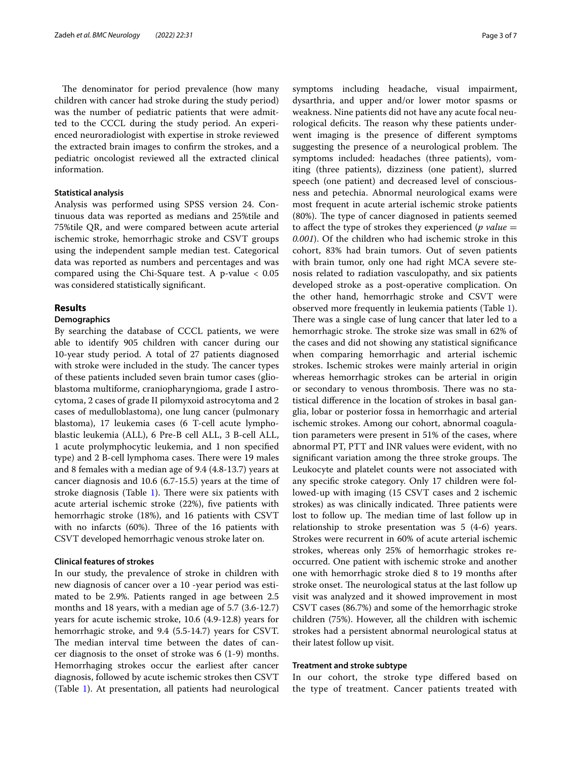The denominator for period prevalence (how many children with cancer had stroke during the study period) was the number of pediatric patients that were admitted to the CCCL during the study period. An experienced neuroradiologist with expertise in stroke reviewed the extracted brain images to confirm the strokes, and a pediatric oncologist reviewed all the extracted clinical information.

### Statistical analysis

Analysis was performed using SPSS version 24. Continuous data was reported as medians and 25%tile and 75%tile QR, and were compared between acute arterial ischemic stroke, hemorrhagic stroke and CSVT groups using the independent sample median test. Categorical data was reported as numbers and percentages and was compared using the Chi-Square test. A p-value < 0.05 was considered statistically significant.

## Results

### Demographics

By searching the database of CCCL patients, we were able to identify 905 children with cancer during our 10-year study period. A total of 27 patients diagnosed with stroke were included in the study. The cancer types of these patients included seven brain tumor cases (glioblastoma multiforme, craniopharyngioma, grade I astrocytoma, 2 cases of grade II pilomyxoid astrocytoma and 2 cases of medulloblastoma), one lung cancer (pulmonary blastoma), 17 leukemia cases (6 T-cell acute lymphoblastic leukemia (ALL), 6 Pre-B cell ALL, 3 B-cell ALL, 1 acute prolymphocytic leukemia, and 1 non specified type) and 2 B-cell lymphoma cases. There were 19 males and 8 females with a median age of 9.4 (4.8-13.7) years at cancer diagnosis and 10.6 (6.7-15.5) years at the time of stroke diagnosis (Table 1). There were six patients with acute arterial ischemic stroke (22%), five patients with hemorrhagic stroke (18%), and 16 patients with CSVT with no infarcts (60%). Three of the 16 patients with CSVT developed hemorrhagic venous stroke later on.

### Clinical features of strokes

In our study, the prevalence of stroke in children with new diagnosis of cancer over a 10 -year period was estimated to be 2.9%. Patients ranged in age between 2.5 months and 18 years, with a median age of 5.7 (3.6-12.7) years for acute ischemic stroke, 10.6 (4.9-12.8) years for hemorrhagic stroke, and 9.4 (5.5-14.7) years for CSVT. The median interval time between the dates of cancer diagnosis to the onset of stroke was 6 (1-9) months. Hemorrhaging strokes occur the earliest after cancer diagnosis, followed by acute ischemic strokes then CSVT (Table 1). At presentation, all patients had neurological symptoms including headache, visual impairment, dysarthria, and upper and/or lower motor spasms or weakness. Nine patients did not have any acute focal neurological deficits. The reason why these patients underwent imaging is the presence of different symptoms suggesting the presence of a neurological problem. The symptoms included: headaches (three patients), vomiting (three patients), dizziness (one patient), slurred speech (one patient) and decreased level of consciousness and petechia. Abnormal neurological exams were most frequent in acute arterial ischemic stroke patients (80%). The type of cancer diagnosed in patients seemed to affect the type of strokes they experienced (*p value = 0.001*). Of the children who had ischemic stroke in this cohort, 83% had brain tumors. Out of seven patients with brain tumor, only one had right MCA severe stenosis related to radiation vasculopathy, and six patients developed stroke as a post-operative complication. On the other hand, hemorrhagic stroke and CSVT were observed more frequently in leukemia patients (Table 1). There was a single case of lung cancer that later led to a hemorrhagic stroke. The stroke size was small in 62% of the cases and did not showing any statistical significance when comparing hemorrhagic and arterial ischemic strokes. Ischemic strokes were mainly arterial in origin whereas hemorrhagic strokes can be arterial in origin or secondary to venous thrombosis. There was no statistical difference in the location of strokes in basal ganglia, lobar or posterior fossa in hemorrhagic and arterial ischemic strokes. Among our cohort, abnormal coagulation parameters were present in 51% of the cases, where abnormal PT, PTT and INR values were evident, with no significant variation among the three stroke groups. The Leukocyte and platelet counts were not associated with any specific stroke category. Only 17 children were followed-up with imaging (15 CSVT cases and 2 ischemic strokes) as was clinically indicated. Three patients were lost to follow up. The median time of last follow up in relationship to stroke presentation was 5 (4-6) years. Strokes were recurrent in 60% of acute arterial ischemic strokes, whereas only 25% of hemorrhagic strokes reoccurred. One patient with ischemic stroke and another one with hemorrhagic stroke died 8 to 19 months after stroke onset. The neurological status at the last follow up visit was analyzed and it showed improvement in most CSVT cases (86.7%) and some of the hemorrhagic stroke children (75%). However, all the children with ischemic strokes had a persistent abnormal neurological status at their latest follow up visit.

### Treatment and stroke subtype

In our cohort, the stroke type differed based on the type of treatment. Cancer patients treated with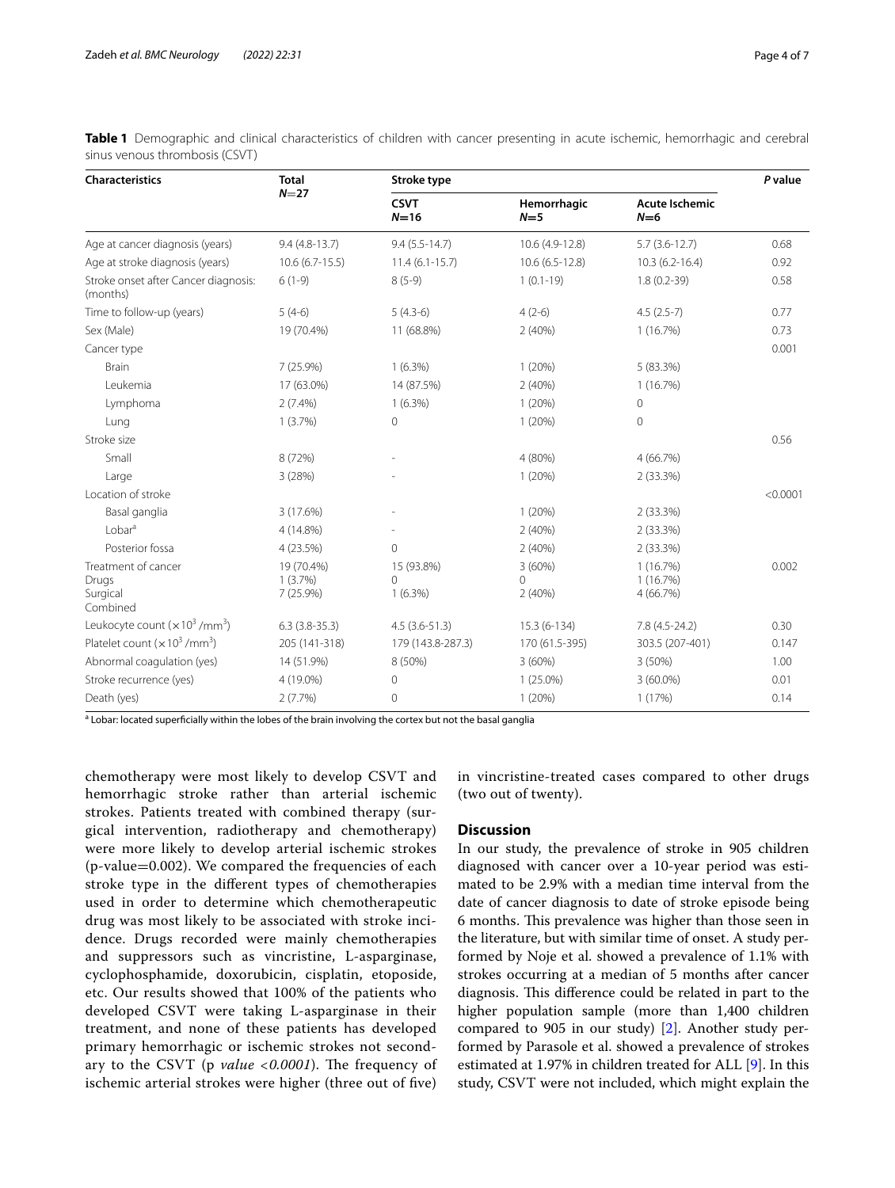**Table 1** Demographic and clinical characteristics of children with cancer presenting in acute ischemic, hemorrhagic and cerebral sinus venous thrombosis (CSVT)

| Characteristics | Total N=27 | Stroke type | | | P value |
|---|---|---|---|---|---|
| | | CSVT N=16 | Hemorrhagic N=5 | Acute Ischemic N=6 | |
| Age at cancer diagnosis (years) | 9.4 (4.8-13.7) | 9.4 (5.5-14.7) | 10.6 (4.9-12.8) | 5.7 (3.6-12.7) | 0.68 |
| Age at stroke diagnosis (years) | 10.6 (6.7-15.5) | 11.4 (6.1-15.7) | 10.6 (6.5-12.8) | 10.3 (6.2-16.4) | 0.92 |
| Stroke onset after Cancer diagnosis: (months) | 6 (1-9) | 8 (5-9) | 1 (0.1-19) | 1.8 (0.2-39) | 0.58 |
| Time to follow-up (years) | 5 (4-6) | 5 (4.3-6) | 4 (2-6) | 4.5 (2.5-7) | 0.77 |
| Sex (Male) | 19 (70.4%) | 11 (68.8%) | 2 (40%) | 1 (16.7%) | 0.73 |
| Cancer type | | | | | 0.001 |
| Brain | 7 (25.9%) | 1 (6.3%) | 1 (20%) | 5 (83.3%) | |
| Leukemia | 17 (63.0%) | 14 (87.5%) | 2 (40%) | 1 (16.7%) | |
| Lymphoma | 2 (7.4%) | 1 (6.3%) | 1 (20%) | 0 | |
| Lung | 1 (3.7%) | 0 | 1 (20%) | 0 | |
| Stroke size | | | | | 0.56 |
| Small | 8 (72%) | - | 4 (80%) | 4 (66.7%) | |
| Large | 3 (28%) | - | 1 (20%) | 2 (33.3%) | |
| Location of stroke | | | | | <0.0001 |
| Basal ganglia | 3 (17.6%) | - | 1 (20%) | 2 (33.3%) | |
| Lobar[a] | 4 (14.8%) | - | 2 (40%) | 2 (33.3%) | |
| Posterior fossa | 4 (23.5%) | 0 | 2 (40%) | 2 (33.3%) | |
| Treatment of cancer<br>Drugs<br>Surgical<br>Combined | 19 (70.4%)<br>1 (3.7%)<br>7 (25.9%) | 15 (93.8%)<br>0<br>1 (6.3%) | 3 (60%)<br>0<br>2 (40%) | 1 (16.7%)<br>1 (16.7%)<br>4 (66.7%) | 0.002 |
| Leukocyte count ($\times 10^3$ /mm$^3$) | 6.3 (3.8-35.3) | 4.5 (3.6-51.3) | 15.3 (6-134) | 7.8 (4.5-24.2) | 0.30 |
| Platelet count ($\times 10^3$ /mm$^3$) | 205 (141-318) | 179 (143.8-287.3) | 170 (61.5-395) | 303.5 (207-401) | 0.147 |
| Abnormal coagulation (yes) | 14 (51.9%) | 8 (50%) | 3 (60%) | 3 (50%) | 1.00 |
| Stroke recurrence (yes) | 4 (19.0%) | 0 | 1 (25.0%) | 3 (60.0%) | 0.01 |
| Death (yes) | 2 (7.7%) | 0 | 1 (20%) | 1 (17%) | 0.14 |

[a] Lobar: located superficially within the lobes of the brain involving the cortex but not the basal ganglia

chemotherapy were most likely to develop CSVT and hemorrhagic stroke rather than arterial ischemic strokes. Patients treated with combined therapy (surgical intervention, radiotherapy and chemotherapy) were more likely to develop arterial ischemic strokes (p-value=0.002). We compared the frequencies of each stroke type in the different types of chemotherapies used in order to determine which chemotherapeutic drug was most likely to be associated with stroke incidence. Drugs recorded were mainly chemotherapies and suppressors such as vincristine, L-asparginase, cyclophosphamide, doxorubicin, cisplatin, etoposide, etc. Our results showed that 100% of the patients who developed CSVT were taking L-asparginase in their treatment, and none of these patients has developed primary hemorrhagic or ischemic strokes not secondary to the CSVT (p *value <0.0001*). The frequency of ischemic arterial strokes were higher (three out of five) in vincristine-treated cases compared to other drugs (two out of twenty).

## Discussion

In our study, the prevalence of stroke in 905 children diagnosed with cancer over a 10-year period was estimated to be 2.9% with a median time interval from the date of cancer diagnosis to date of stroke episode being 6 months. This prevalence was higher than those seen in the literature, but with similar time of onset. A study performed by Noje et al. showed a prevalence of 1.1% with strokes occurring at a median of 5 months after cancer diagnosis. This difference could be related in part to the higher population sample (more than 1,400 children compared to 905 in our study) [2]. Another study performed by Parasole et al. showed a prevalence of strokes estimated at 1.97% in children treated for ALL [9]. In this study, CSVT were not included, which might explain the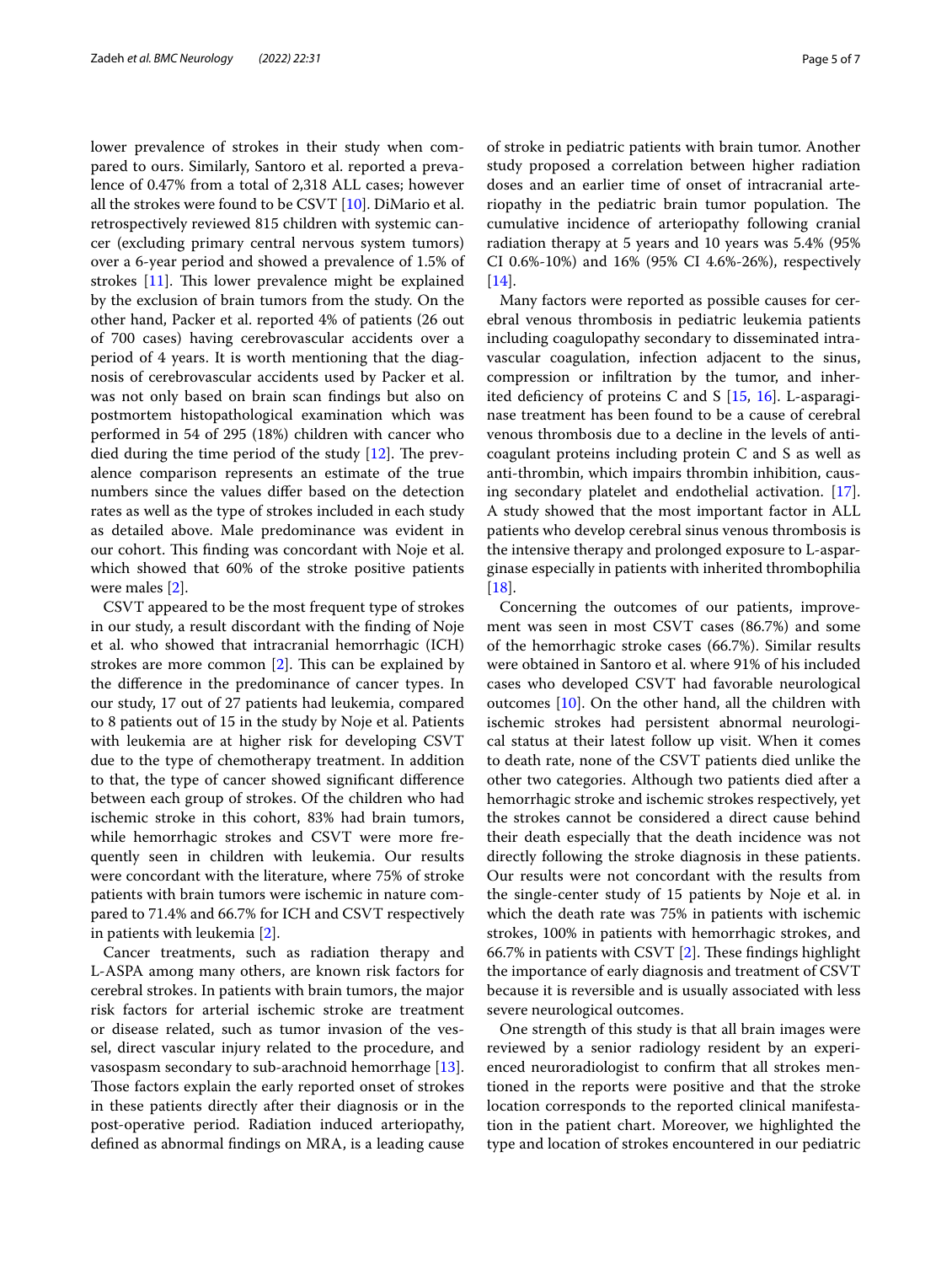lower prevalence of strokes in their study when compared to ours. Similarly, Santoro et al. reported a prevalence of 0.47% from a total of 2,318 ALL cases; however all the strokes were found to be CSVT [10]. DiMario et al. retrospectively reviewed 815 children with systemic cancer (excluding primary central nervous system tumors) over a 6-year period and showed a prevalence of 1.5% of strokes [11]. This lower prevalence might be explained by the exclusion of brain tumors from the study. On the other hand, Packer et al. reported 4% of patients (26 out of 700 cases) having cerebrovascular accidents over a period of 4 years. It is worth mentioning that the diagnosis of cerebrovascular accidents used by Packer et al. was not only based on brain scan findings but also on postmortem histopathological examination which was performed in 54 of 295 (18%) children with cancer who died during the time period of the study [12]. The prevalence comparison represents an estimate of the true numbers since the values differ based on the detection rates as well as the type of strokes included in each study as detailed above. Male predominance was evident in our cohort. This finding was concordant with Noje et al. which showed that 60% of the stroke positive patients were males [2].

CSVT appeared to be the most frequent type of strokes in our study, a result discordant with the finding of Noje et al. who showed that intracranial hemorrhagic (ICH) strokes are more common [2]. This can be explained by the difference in the predominance of cancer types. In our study, 17 out of 27 patients had leukemia, compared to 8 patients out of 15 in the study by Noje et al. Patients with leukemia are at higher risk for developing CSVT due to the type of chemotherapy treatment. In addition to that, the type of cancer showed significant difference between each group of strokes. Of the children who had ischemic stroke in this cohort, 83% had brain tumors, while hemorrhagic strokes and CSVT were more frequently seen in children with leukemia. Our results were concordant with the literature, where 75% of stroke patients with brain tumors were ischemic in nature compared to 71.4% and 66.7% for ICH and CSVT respectively in patients with leukemia [2].

Cancer treatments, such as radiation therapy and L-ASPA among many others, are known risk factors for cerebral strokes. In patients with brain tumors, the major risk factors for arterial ischemic stroke are treatment or disease related, such as tumor invasion of the vessel, direct vascular injury related to the procedure, and vasospasm secondary to sub-arachnoid hemorrhage [13]. Those factors explain the early reported onset of strokes in these patients directly after their diagnosis or in the post-operative period. Radiation induced arteriopathy, defined as abnormal findings on MRA, is a leading cause of stroke in pediatric patients with brain tumor. Another study proposed a correlation between higher radiation doses and an earlier time of onset of intracranial arteriopathy in the pediatric brain tumor population. The cumulative incidence of arteriopathy following cranial radiation therapy at 5 years and 10 years was 5.4% (95% CI 0.6%-10%) and 16% (95% CI 4.6%-26%), respectively [14].

Many factors were reported as possible causes for cerebral venous thrombosis in pediatric leukemia patients including coagulopathy secondary to disseminated intravascular coagulation, infection adjacent to the sinus, compression or infiltration by the tumor, and inherited deficiency of proteins C and S [15, 16]. L-asparaginase treatment has been found to be a cause of cerebral venous thrombosis due to a decline in the levels of anticoagulant proteins including protein C and S as well as anti-thrombin, which impairs thrombin inhibition, causing secondary platelet and endothelial activation. [17]. A study showed that the most important factor in ALL patients who develop cerebral sinus venous thrombosis is the intensive therapy and prolonged exposure to L-asparginase especially in patients with inherited thrombophilia [18].

Concerning the outcomes of our patients, improvement was seen in most CSVT cases (86.7%) and some of the hemorrhagic stroke cases (66.7%). Similar results were obtained in Santoro et al. where 91% of his included cases who developed CSVT had favorable neurological outcomes [10]. On the other hand, all the children with ischemic strokes had persistent abnormal neurological status at their latest follow up visit. When it comes to death rate, none of the CSVT patients died unlike the other two categories. Although two patients died after a hemorrhagic stroke and ischemic strokes respectively, yet the strokes cannot be considered a direct cause behind their death especially that the death incidence was not directly following the stroke diagnosis in these patients. Our results were not concordant with the results from the single-center study of 15 patients by Noje et al. in which the death rate was 75% in patients with ischemic strokes, 100% in patients with hemorrhagic strokes, and 66.7% in patients with CSVT [2]. These findings highlight the importance of early diagnosis and treatment of CSVT because it is reversible and is usually associated with less severe neurological outcomes.

One strength of this study is that all brain images were reviewed by a senior radiology resident by an experienced neuroradiologist to confirm that all strokes mentioned in the reports were positive and that the stroke location corresponds to the reported clinical manifestation in the patient chart. Moreover, we highlighted the type and location of strokes encountered in our pediatric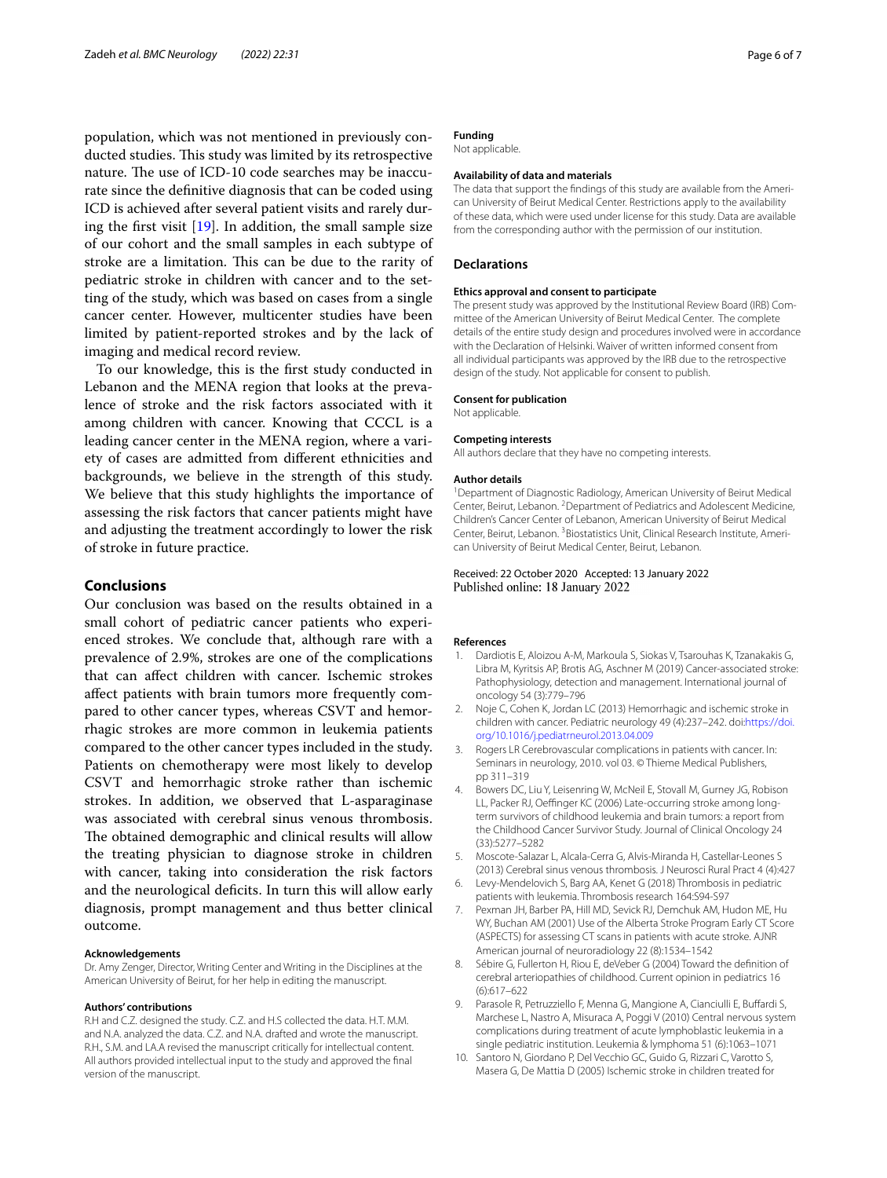population, which was not mentioned in previously conducted studies. This study was limited by its retrospective nature. The use of ICD-10 code searches may be inaccurate since the definitive diagnosis that can be coded using ICD is achieved after several patient visits and rarely during the first visit [19]. In addition, the small sample size of our cohort and the small samples in each subtype of stroke are a limitation. This can be due to the rarity of pediatric stroke in children with cancer and to the setting of the study, which was based on cases from a single cancer center. However, multicenter studies have been limited by patient-reported strokes and by the lack of imaging and medical record review.

To our knowledge, this is the first study conducted in Lebanon and the MENA region that looks at the prevalence of stroke and the risk factors associated with it among children with cancer. Knowing that CCCL is a leading cancer center in the MENA region, where a variety of cases are admitted from different ethnicities and backgrounds, we believe in the strength of this study. We believe that this study highlights the importance of assessing the risk factors that cancer patients might have and adjusting the treatment accordingly to lower the risk of stroke in future practice.

## Conclusions

Our conclusion was based on the results obtained in a small cohort of pediatric cancer patients who experienced strokes. We conclude that, although rare with a prevalence of 2.9%, strokes are one of the complications that can affect children with cancer. Ischemic strokes affect patients with brain tumors more frequently compared to other cancer types, whereas CSVT and hemorrhagic strokes are more common in leukemia patients compared to the other cancer types included in the study. Patients on chemotherapy were most likely to develop CSVT and hemorrhagic stroke rather than ischemic strokes. In addition, we observed that L-asparaginase was associated with cerebral sinus venous thrombosis. The obtained demographic and clinical results will allow the treating physician to diagnose stroke in children with cancer, taking into consideration the risk factors and the neurological deficits. In turn this will allow early diagnosis, prompt management and thus better clinical outcome.

#### Acknowledgements

Dr. Amy Zenger, Director, Writing Center and Writing in the Disciplines at the American University of Beirut, for her help in editing the manuscript.

#### Authors' contributions

R.H and C.Z. designed the study. C.Z. and H.S collected the data. H.T. M.M. and N.A. analyzed the data. C.Z. and N.A. drafted and wrote the manuscript. R.H., S.M. and LA.A revised the manuscript critically for intellectual content. All authors provided intellectual input to the study and approved the final version of the manuscript.

#### Funding

Not applicable.

#### Availability of data and materials

The data that support the findings of this study are available from the American University of Beirut Medical Center. Restrictions apply to the availability of these data, which were used under license for this study. Data are available from the corresponding author with the permission of our institution.

## Declarations

#### Ethics approval and consent to participate

The present study was approved by the Institutional Review Board (IRB) Committee of the American University of Beirut Medical Center. The complete details of the entire study design and procedures involved were in accordance with the Declaration of Helsinki. Waiver of written informed consent from all individual participants was approved by the IRB due to the retrospective design of the study. Not applicable for consent to publish.

#### Consent for publication

Not applicable.

#### Competing interests

All authors declare that they have no competing interests.

#### Author details

[1]Department of Diagnostic Radiology, American University of Beirut Medical Center, Beirut, Lebanon. [2]Department of Pediatrics and Adolescent Medicine, Children's Cancer Center of Lebanon, American University of Beirut Medical Center, Beirut, Lebanon. [3]Biostatistics Unit, Clinical Research Institute, American University of Beirut Medical Center, Beirut, Lebanon.

Received: 22 October 2020 Accepted: 13 January 2022
Published online: 18 January 2022

#### References

1. Dardiotis E, Aloizou A-M, Markoula S, Siokas V, Tsarouhas K, Tzanakakis G, Libra M, Kyritsis AP, Brotis AG, Aschner M (2019) Cancer-associated stroke: Pathophysiology, detection and management. International journal of oncology 54 (3):779–796
2. Noje C, Cohen K, Jordan LC (2013) Hemorrhagic and ischemic stroke in children with cancer. Pediatric neurology 49 (4):237–242. doi:https://doi.org/10.1016/j.pediatrneurol.2013.04.009
3. Rogers LR Cerebrovascular complications in patients with cancer. In: Seminars in neurology, 2010. vol 03. © Thieme Medical Publishers, pp 311–319
4. Bowers DC, Liu Y, Leisenring W, McNeil E, Stovall M, Gurney JG, Robison LL, Packer RJ, Oeffinger KC (2006) Late-occurring stroke among long-term survivors of childhood leukemia and brain tumors: a report from the Childhood Cancer Survivor Study. Journal of Clinical Oncology 24 (33):5277–5282
5. Moscote-Salazar L, Alcala-Cerra G, Alvis-Miranda H, Castellar-Leones S (2013) Cerebral sinus venous thrombosis. J Neurosci Rural Pract 4 (4):427
6. Levy-Mendelovich S, Barg AA, Kenet G (2018) Thrombosis in pediatric patients with leukemia. Thrombosis research 164:S94-S97
7. Pexman JH, Barber PA, Hill MD, Sevick RJ, Demchuk AM, Hudon ME, Hu WY, Buchan AM (2001) Use of the Alberta Stroke Program Early CT Score (ASPECTS) for assessing CT scans in patients with acute stroke. AJNR American journal of neuroradiology 22 (8):1534–1542
8. Sébire G, Fullerton H, Riou E, deVeber G (2004) Toward the definition of cerebral arteriopathies of childhood. Current opinion in pediatrics 16 (6):617–622
9. Parasole R, Petruzziello F, Menna G, Mangione A, Cianciulli E, Buffardi S, Marchese L, Nastro A, Misuraca A, Poggi V (2010) Central nervous system complications during treatment of acute lymphoblastic leukemia in a single pediatric institution. Leukemia & lymphoma 51 (6):1063–1071
10. Santoro N, Giordano P, Del Vecchio GC, Guido G, Rizzari C, Varotto S, Masera G, De Mattia D (2005) Ischemic stroke in children treated for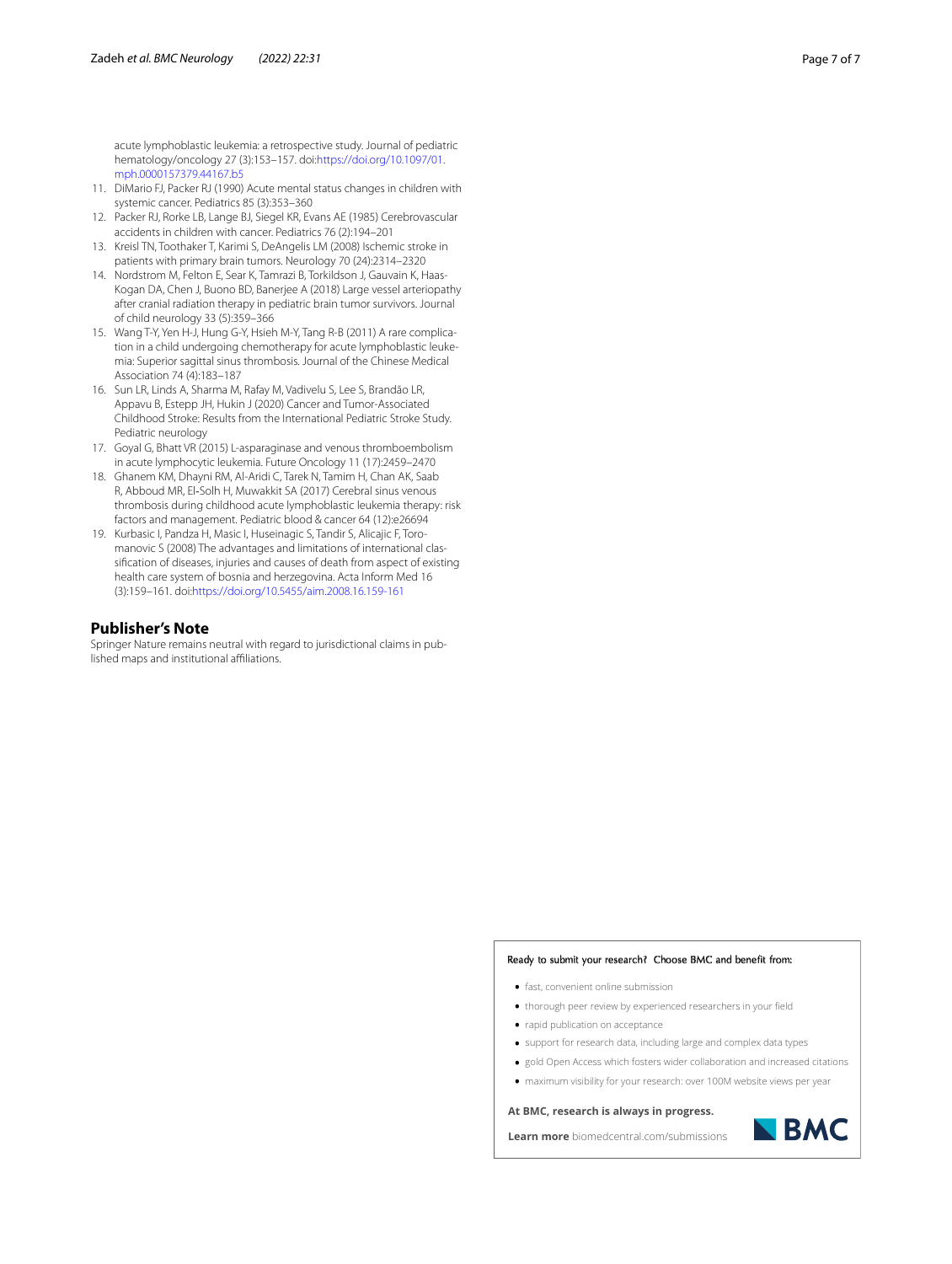acute lymphoblastic leukemia: a retrospective study. Journal of pediatric hematology/oncology 27 (3):153–157. doi:https://doi.org/10.1097/01.mph.0000157379.44167.b5

11. DiMario FJ, Packer RJ (1990) Acute mental status changes in children with systemic cancer. Pediatrics 85 (3):353–360
12. Packer RJ, Rorke LB, Lange BJ, Siegel KR, Evans AE (1985) Cerebrovascular accidents in children with cancer. Pediatrics 76 (2):194–201
13. Kreisl TN, Toothaker T, Karimi S, DeAngelis LM (2008) Ischemic stroke in patients with primary brain tumors. Neurology 70 (24):2314–2320
14. Nordstrom M, Felton E, Sear K, Tamrazi B, Torkildson J, Gauvain K, Haas-Kogan DA, Chen J, Buono BD, Banerjee A (2018) Large vessel arteriopathy after cranial radiation therapy in pediatric brain tumor survivors. Journal of child neurology 33 (5):359–366
15. Wang T-Y, Yen H-J, Hung G-Y, Hsieh M-Y, Tang R-B (2011) A rare complication in a child undergoing chemotherapy for acute lymphoblastic leukemia: Superior sagittal sinus thrombosis. Journal of the Chinese Medical Association 74 (4):183–187
16. Sun LR, Linds A, Sharma M, Rafay M, Vadivelu S, Lee S, Brandão LR, Appavu B, Estepp JH, Hukin J (2020) Cancer and Tumor-Associated Childhood Stroke: Results from the International Pediatric Stroke Study. Pediatric neurology
17. Goyal G, Bhatt VR (2015) L-asparaginase and venous thromboembolism in acute lymphocytic leukemia. Future Oncology 11 (17):2459–2470
18. Ghanem KM, Dhayni RM, Al-Aridi C, Tarek N, Tamim H, Chan AK, Saab R, Abboud MR, El-Solh H, Muwakkit SA (2017) Cerebral sinus venous thrombosis during childhood acute lymphoblastic leukemia therapy: risk factors and management. Pediatric blood & cancer 64 (12):e26694
19. Kurbasic I, Pandza H, Masic I, Huseinagic S, Tandir S, Alicajic F, Toromanovic S (2008) The advantages and limitations of international classification of diseases, injuries and causes of death from aspect of existing health care system of bosnia and herzegovina. Acta Inform Med 16 (3):159–161. doi:https://doi.org/10.5455/aim.2008.16.159-161

## Publisher's Note

Springer Nature remains neutral with regard to jurisdictional claims in published maps and institutional affiliations.

Ready to submit your research? Choose BMC and benefit from:

- fast, convenient online submission
- thorough peer review by experienced researchers in your field
- rapid publication on acceptance
- support for research data, including large and complex data types
- gold Open Access which fosters wider collaboration and increased citations
- maximum visibility for your research: over 100M website views per year

**At BMC, research is always in progress.**

**Learn more** biomedcentral.com/submissions

BMC